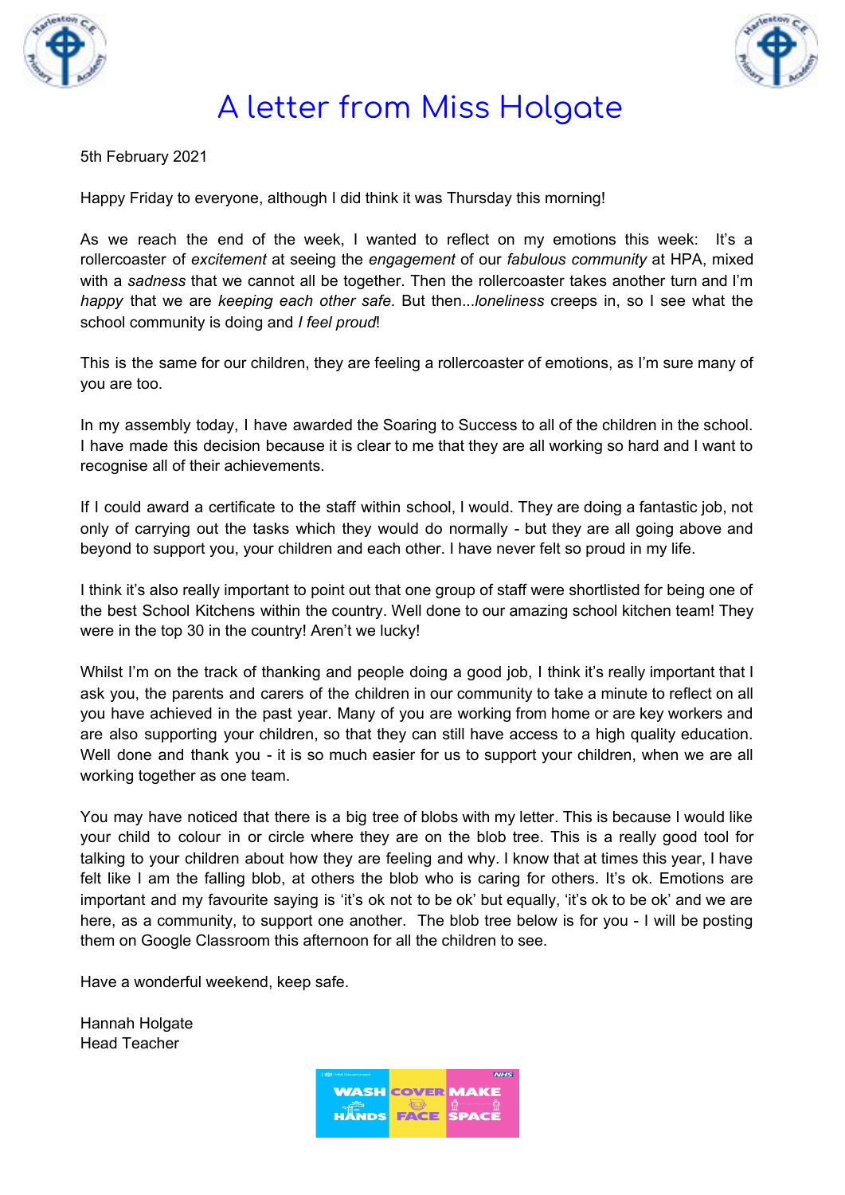# A letter from Miss Holgate

5th February 2021

Happy Friday to everyone, although I did think it was Thursday this morning!

As we reach the end of the week, I wanted to reflect on my emotions this week: It's a rollercoaster of *excitement* at seeing the *engagement* of our *fabulous community* at HPA, mixed with a *sadness* that we cannot all be together. Then the rollercoaster takes another turn and I'm *happy* that we are *keeping each other safe*. But then...*loneliness* creeps in, so I see what the school community is doing and *I feel proud*!

This is the same for our children, they are feeling a rollercoaster of emotions, as I'm sure many of you are too.

In my assembly today, I have awarded the Soaring to Success to all of the children in the school. I have made this decision because it is clear to me that they are all working so hard and I want to recognise all of their achievements.

If I could award a certificate to the staff within school, I would. They are doing a fantastic job, not only of carrying out the tasks which they would do normally - but they are all going above and beyond to support you, your children and each other. I have never felt so proud in my life.

I think it's also really important to point out that one group of staff were shortlisted for being one of the best School Kitchens within the country. Well done to our amazing school kitchen team! They were in the top 30 in the country! Aren't we lucky!

Whilst I'm on the track of thanking and people doing a good job, I think it's really important that I ask you, the parents and carers of the children in our community to take a minute to reflect on all you have achieved in the past year. Many of you are working from home or are key workers and are also supporting your children, so that they can still have access to a high quality education. Well done and thank you - it is so much easier for us to support your children, when we are all working together as one team.

You may have noticed that there is a big tree of blobs with my letter. This is because I would like your child to colour in or circle where they are on the blob tree. This is a really good tool for talking to your children about how they are feeling and why. I know that at times this year, I have felt like I am the falling blob, at others the blob who is caring for others. It's ok. Emotions are important and my favourite saying is 'it's ok not to be ok' but equally, 'it's ok to be ok' and we are here, as a community, to support one another. The blob tree below is for you - I will be posting them on Google Classroom this afternoon for all the children to see.

Have a wonderful weekend, keep safe.

Hannah Holgate
Head Teacher

WASH HANDS | COVER FACE | MAKE SPACE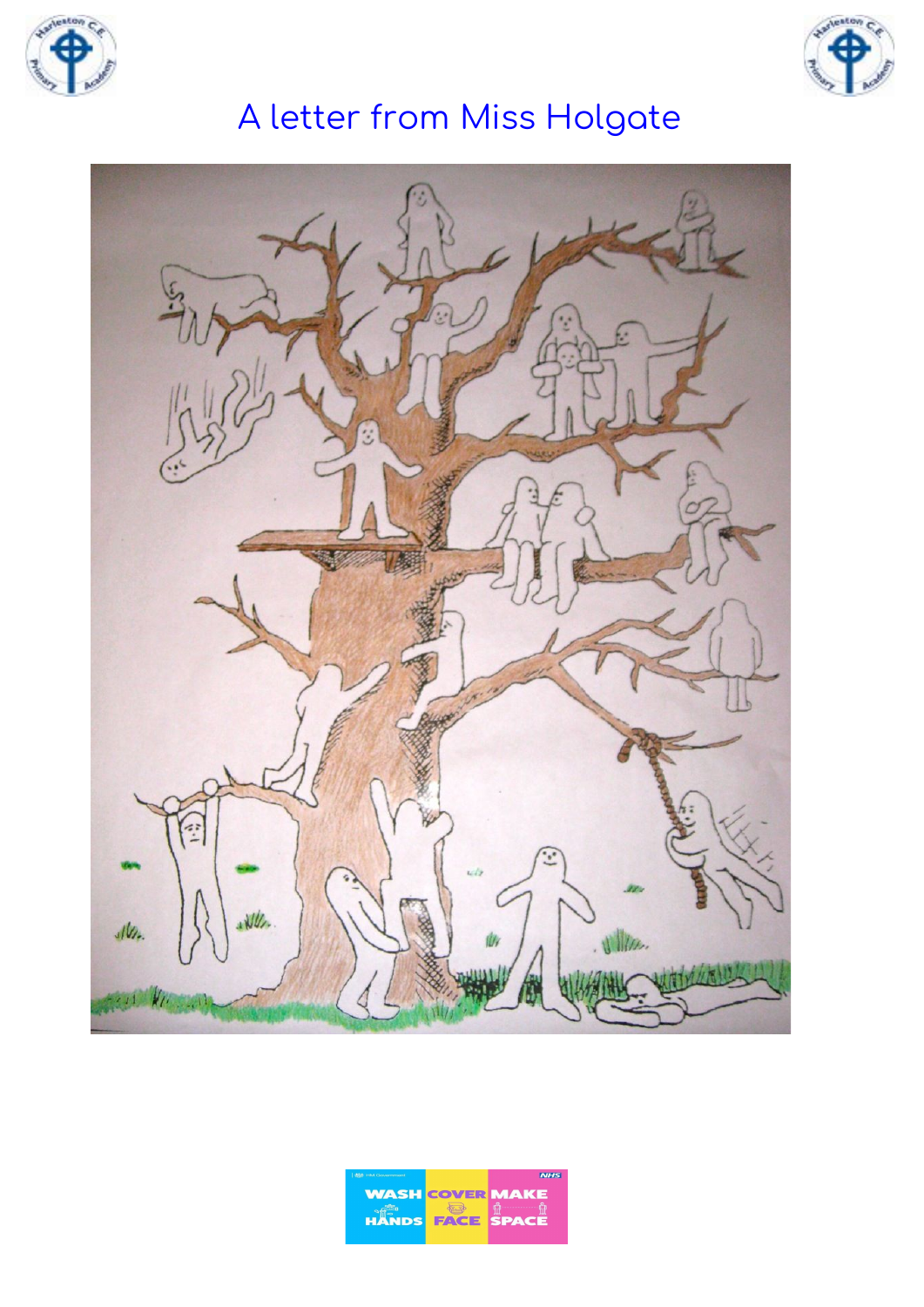# A letter from Miss Holgate